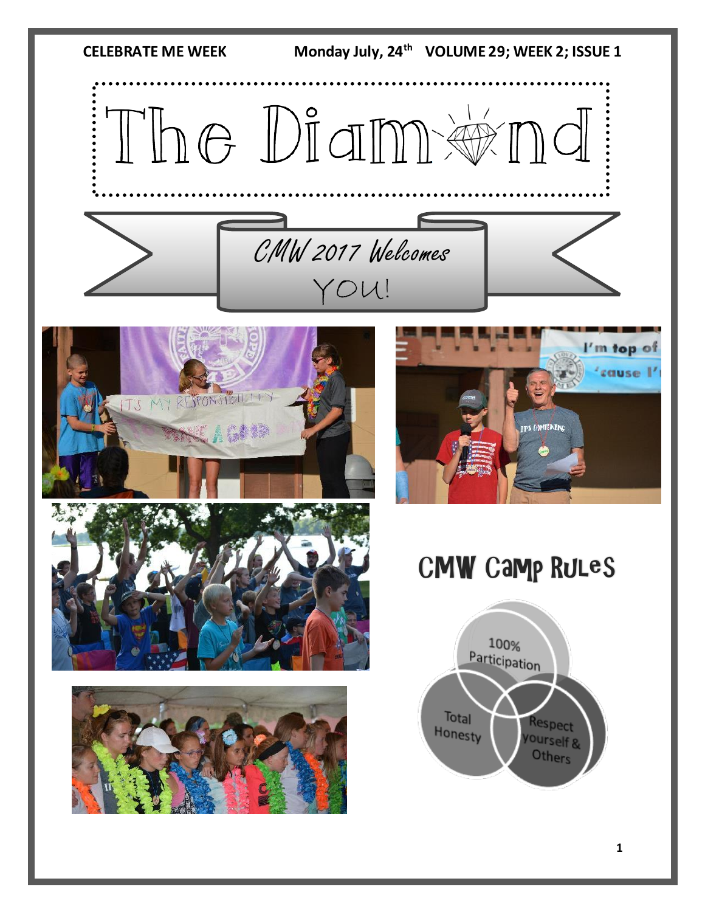CELEBRATE ME WEEK Monday July, 24th VOLUME 29; WEEK 2; ISSUE 1

# The Diamond

## CMW 2017 Welcomes YOU!

## CMW Camp Rules

- 100% Participation
- Total Honesty
- Respect yourself & Others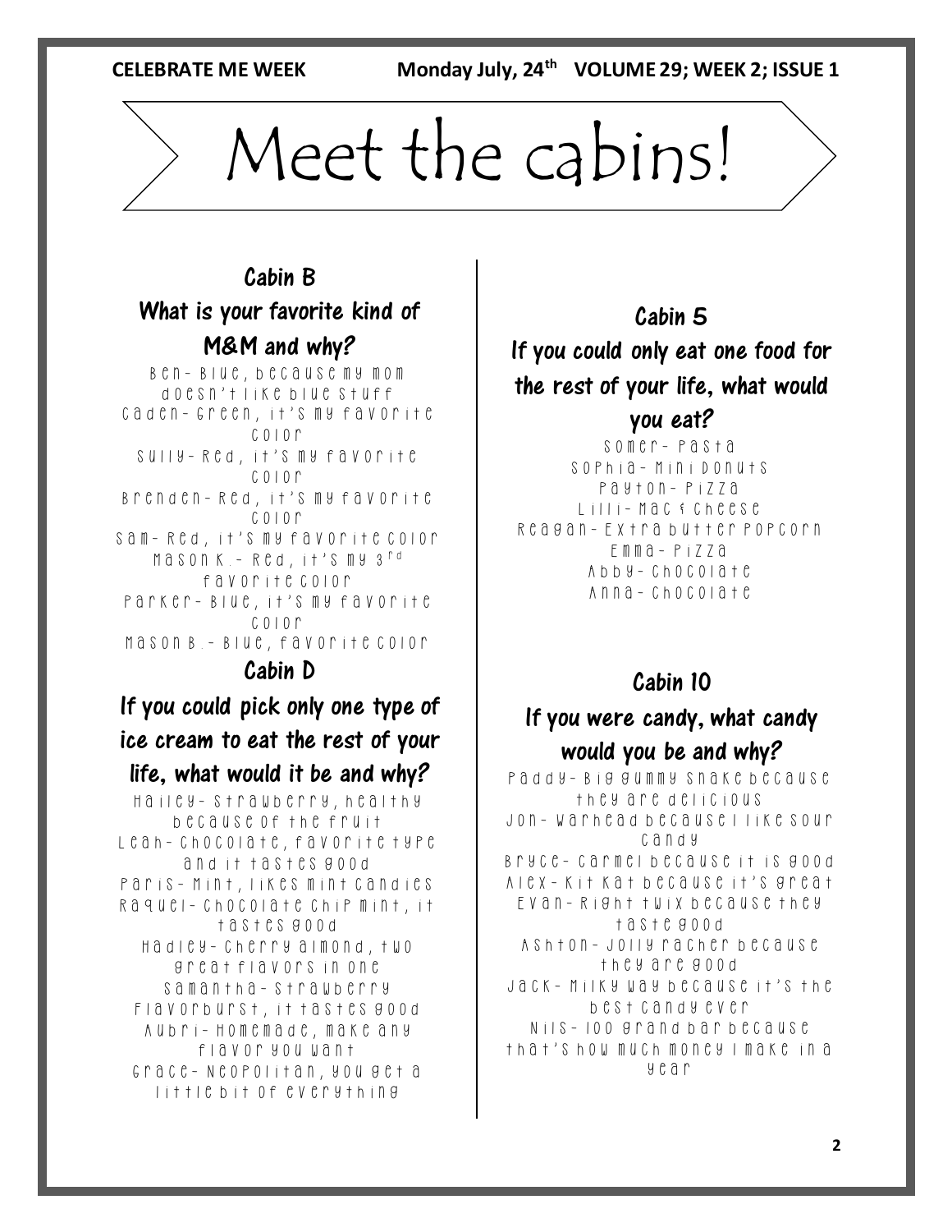# Meet the cabins!

## Cabin B

### What is your favorite kind of M&M and why?

Ben- Blue, because my mom doesn't like blue stuff
Caden- Green, it's my favorite color
Sully- Red, it's my favorite color
Brenden- Red, it's my favorite color
Sam- Red, it's my favorite color
Mason K.- Red, it's my 3rd favorite color
Parker- Blue, it's my favorite color
Mason B.- Blue, favorite color

## Cabin D

### If you could pick only one type of ice cream to eat the rest of your life, what would it be and why?

Hailey- Strawberry, healthy because of the fruit
Leah- Chocolate, favorite type and it tastes good
Paris- Mint, likes mint candies
Raquel- Chocolate chip mint, it tastes good
Hadley- Cherry almond, two great flavors in one
Samantha- Strawberry Flavorburst, it tastes good
Aubri- Homemade, make any flavor you want
Grace- Neopolitan, you get a little bit of everything

## Cabin 5

### If you could only eat one food for the rest of your life, what would you eat?

Somer- Pasta
Sophia- Mini Donuts
Payton- Pizza
Lilli- Mac & Cheese
Reagan- Extra butter popcorn
Emma- Pizza
Abby- Chocolate
Anna- Chocolate

## Cabin 10

### If you were candy, what candy would you be and why?

Paddy- Big gummy snake because they are delicious
Jon- Warhead because I like sour candy
Bryce- Carmel because it is good
Alex- Kit Kat because it's great
Evan- Right twix because they taste good
Ashton- Jolly racher because they are good
Jack- Milky Way because it's the best candy ever
Nils- 100 grand bar because that's how much money I make in a year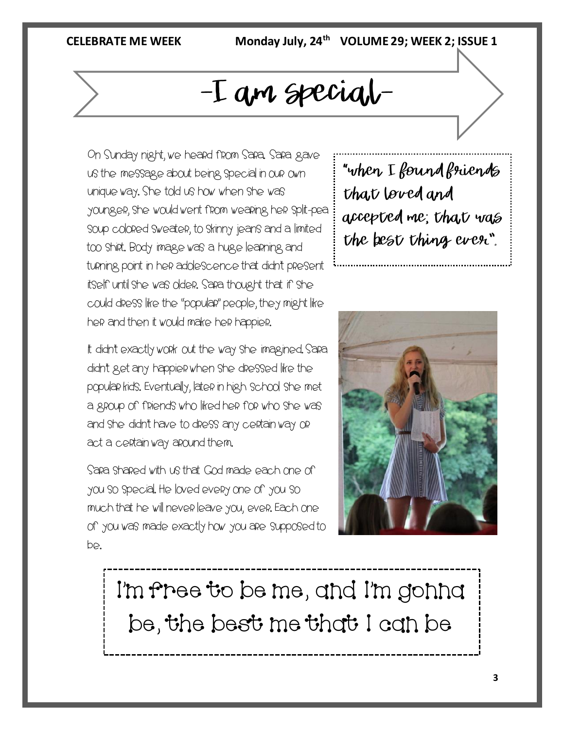# -I am special-

On Sunday night, we heard from Sara. Sara gave us the message about being special in our own unique way. She told us how when she was younger, she would went from wearing her split-pea soup colored sweater, to skinny jeans and a limited too shirt. Body image was a huge learning and turning point in her adolescence that didn't present itself until she was older. Sara thought that if she could dress like the "popular" people, they might like her and then it would make her happier.

It didn't exactly work out the way she imagined. Sara didn't get any happier when she dressed like the popular kids. Eventually, later in high school she met a group of friends who liked her for who she was and she didn't have to dress any certain way or act a certain way around them.

Sara shared with us that God made each one of you so special. He loved every one of you so much that he will never leave you, ever. Each one of you was made exactly how you are supposed to be.

> "when I found friends that loved and accepted me; that was the best thing ever".

> I'm free to be me, and I'm gonna be, the best me that I can be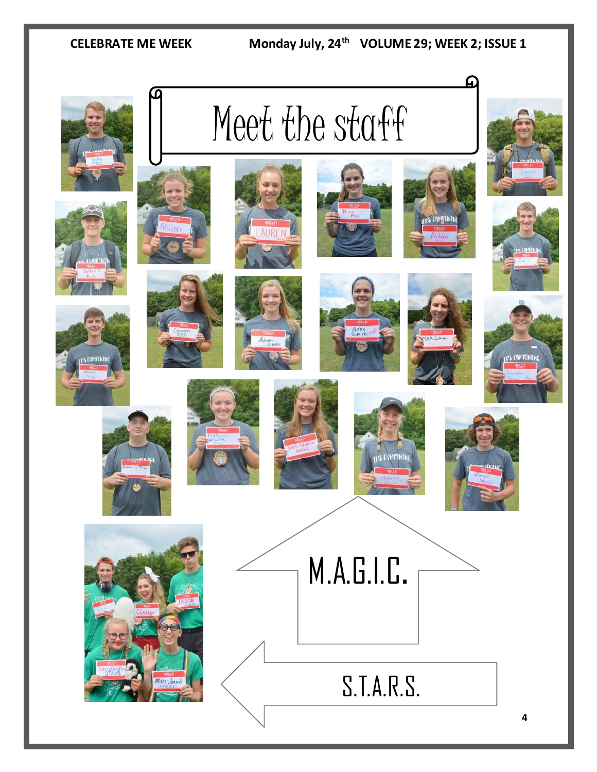# Meet the staff

M.A.G.I.C.

S.T.A.R.S.